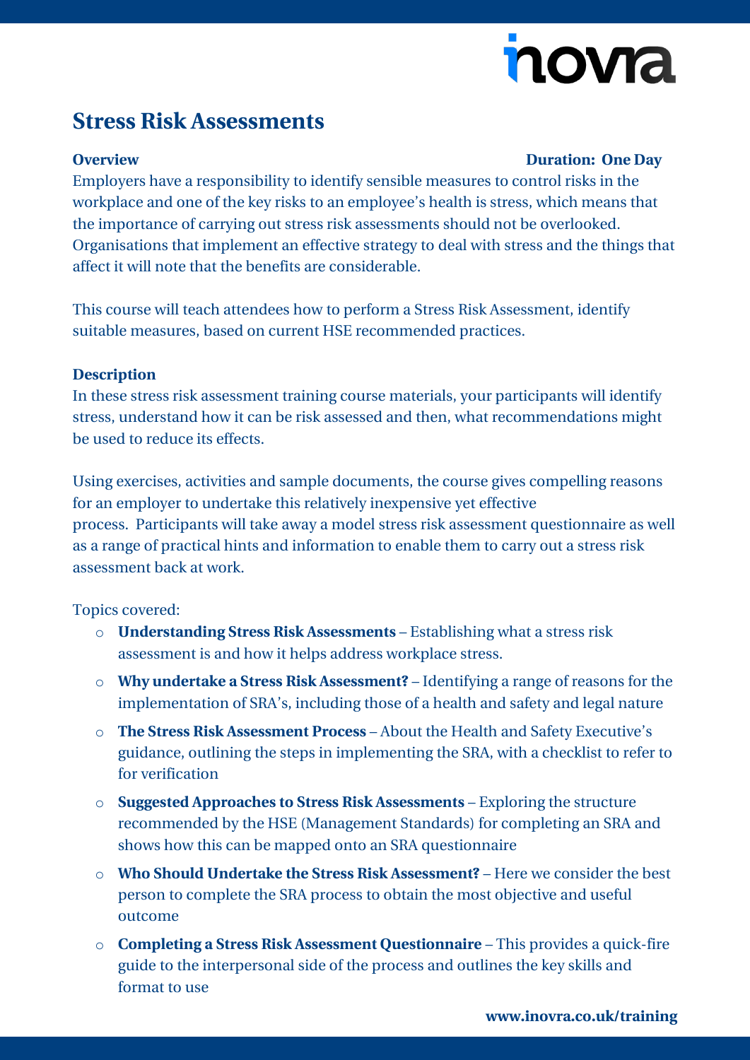# Stress Risk Assessments

**Overview** **Duration: One Day**

Employers have a responsibility to identify sensible measures to control risks in the workplace and one of the key risks to an employee's health is stress, which means that the importance of carrying out stress risk assessments should not be overlooked. Organisations that implement an effective strategy to deal with stress and the things that affect it will note that the benefits are considerable.

This course will teach attendees how to perform a Stress Risk Assessment, identify suitable measures, based on current HSE recommended practices.

**Description**

In these stress risk assessment training course materials, your participants will identify stress, understand how it can be risk assessed and then, what recommendations might be used to reduce its effects.

Using exercises, activities and sample documents, the course gives compelling reasons for an employer to undertake this relatively inexpensive yet effective process. Participants will take away a model stress risk assessment questionnaire as well as a range of practical hints and information to enable them to carry out a stress risk assessment back at work.

Topics covered:

- **Understanding Stress Risk Assessments** – Establishing what a stress risk assessment is and how it helps address workplace stress.
- **Why undertake a Stress Risk Assessment?** – Identifying a range of reasons for the implementation of SRA's, including those of a health and safety and legal nature
- **The Stress Risk Assessment Process** – About the Health and Safety Executive's guidance, outlining the steps in implementing the SRA, with a checklist to refer to for verification
- **Suggested Approaches to Stress Risk Assessments** – Exploring the structure recommended by the HSE (Management Standards) for completing an SRA and shows how this can be mapped onto an SRA questionnaire
- **Who Should Undertake the Stress Risk Assessment?** – Here we consider the best person to complete the SRA process to obtain the most objective and useful outcome
- **Completing a Stress Risk Assessment Questionnaire** – This provides a quick-fire guide to the interpersonal side of the process and outlines the key skills and format to use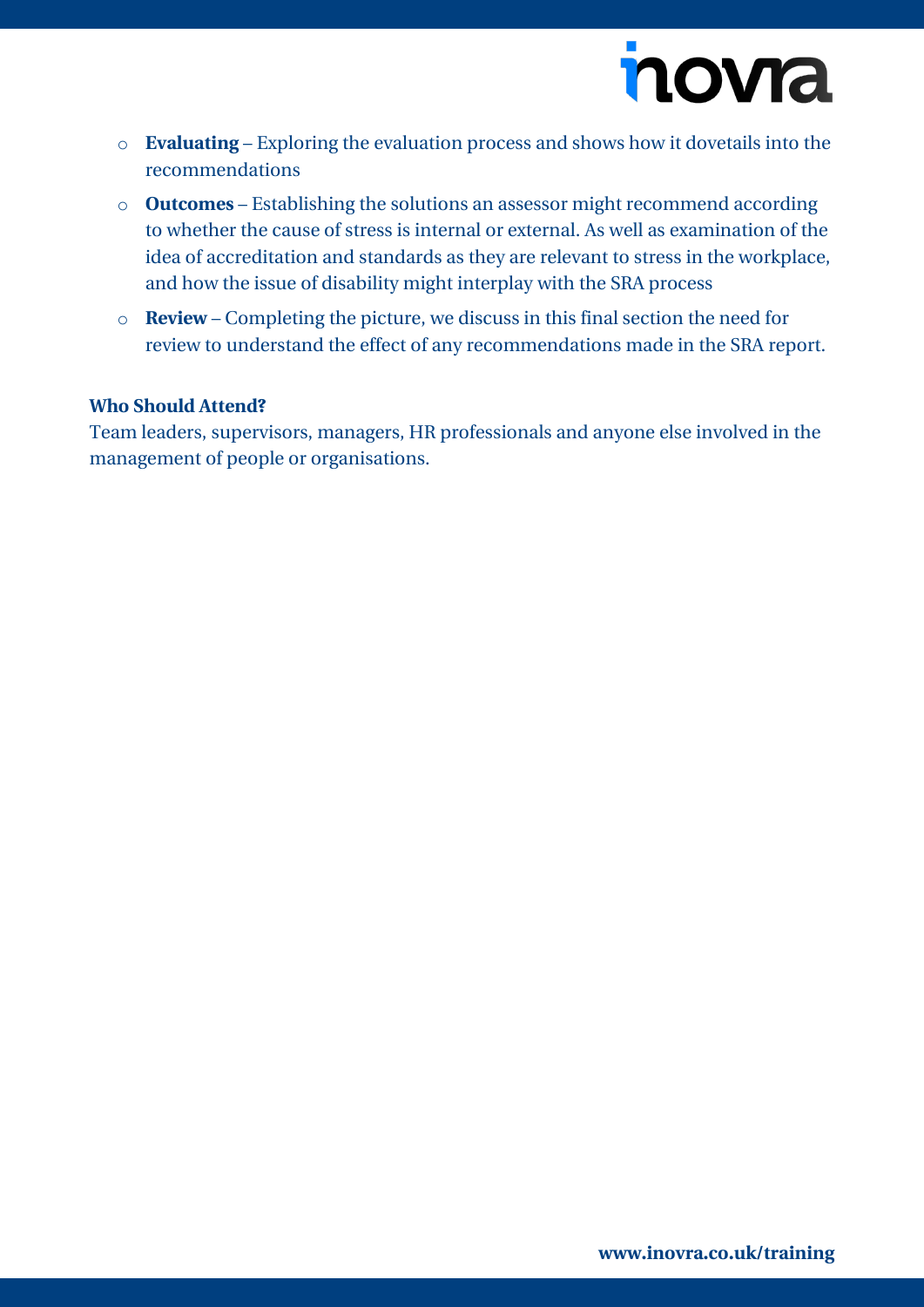- **Evaluating** – Exploring the evaluation process and shows how it dovetails into the recommendations
- **Outcomes** – Establishing the solutions an assessor might recommend according to whether the cause of stress is internal or external. As well as examination of the idea of accreditation and standards as they are relevant to stress in the workplace, and how the issue of disability might interplay with the SRA process
- **Review** – Completing the picture, we discuss in this final section the need for review to understand the effect of any recommendations made in the SRA report.

**Who Should Attend?**

Team leaders, supervisors, managers, HR professionals and anyone else involved in the management of people or organisations.